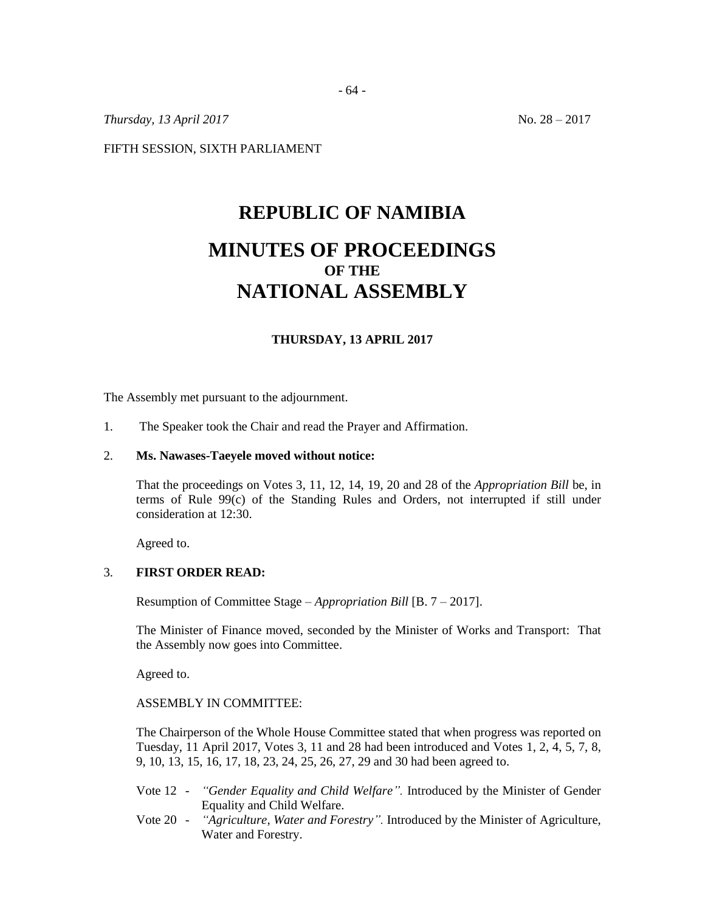*Thursday, 13 April 2017* No. 28 – 2017

FIFTH SESSION, SIXTH PARLIAMENT

# REPUBLIC OF NAMIBIA

# MINUTES OF PROCEEDINGS
### OF THE
# NATIONAL ASSEMBLY

### THURSDAY, 13 APRIL 2017

The Assembly met pursuant to the adjournment.

1. The Speaker took the Chair and read the Prayer and Affirmation.

2. **Ms. Nawases-Taeyele moved without notice:**

   That the proceedings on Votes 3, 11, 12, 14, 19, 20 and 28 of the *Appropriation Bill* be, in terms of Rule 99(c) of the Standing Rules and Orders, not interrupted if still under consideration at 12:30.

   Agreed to.

3. **FIRST ORDER READ:**

   Resumption of Committee Stage – *Appropriation Bill* [B. 7 – 2017].

   The Minister of Finance moved, seconded by the Minister of Works and Transport: That the Assembly now goes into Committee.

   Agreed to.

   ASSEMBLY IN COMMITTEE:

   The Chairperson of the Whole House Committee stated that when progress was reported on Tuesday, 11 April 2017, Votes 3, 11 and 28 had been introduced and Votes 1, 2, 4, 5, 7, 8, 9, 10, 13, 15, 16, 17, 18, 23, 24, 25, 26, 27, 29 and 30 had been agreed to.

   Vote 12 - *"Gender Equality and Child Welfare".* Introduced by the Minister of Gender Equality and Child Welfare.

   Vote 20 - *"Agriculture, Water and Forestry".* Introduced by the Minister of Agriculture, Water and Forestry.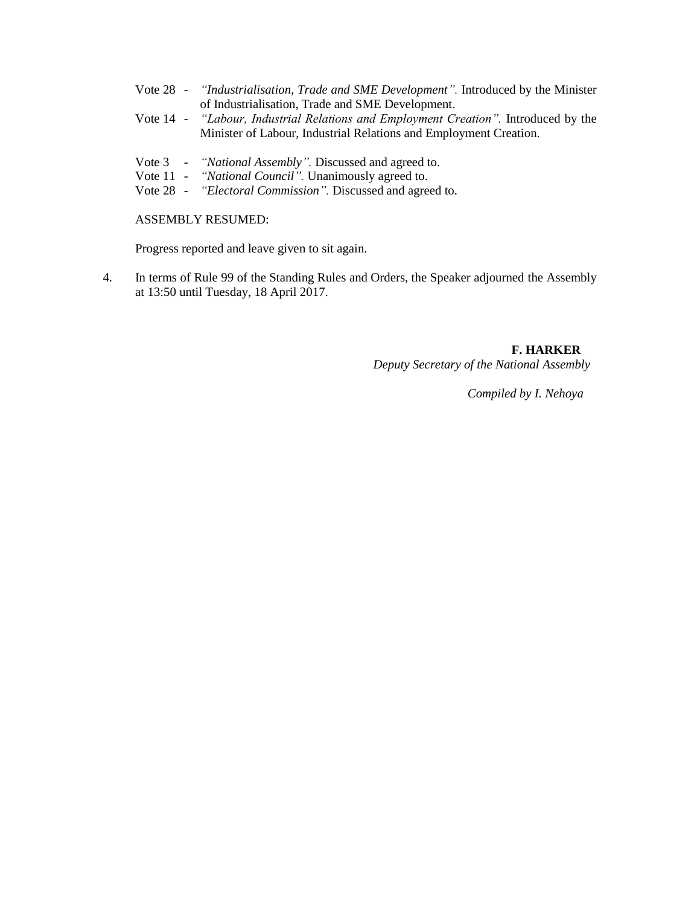Vote 28 - *"Industrialisation, Trade and SME Development".* Introduced by the Minister of Industrialisation, Trade and SME Development.

Vote 14 - *"Labour, Industrial Relations and Employment Creation".* Introduced by the Minister of Labour, Industrial Relations and Employment Creation.

Vote 3 - *"National Assembly".* Discussed and agreed to.

Vote 11 - *"National Council".* Unanimously agreed to.

Vote 28 - *"Electoral Commission".* Discussed and agreed to.

ASSEMBLY RESUMED:

Progress reported and leave given to sit again.

4. In terms of Rule 99 of the Standing Rules and Orders, the Speaker adjourned the Assembly at 13:50 until Tuesday, 18 April 2017.

**F. HARKER**
*Deputy Secretary of the National Assembly*

*Compiled by I. Nehoya*